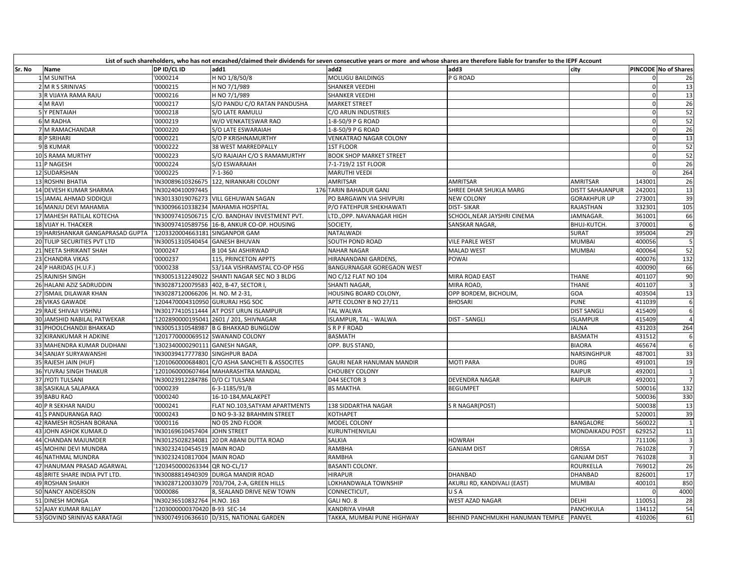**List of such shareholders, who has not encashed/claimed their dividends for seven consecutive years or more and whose shares are therefore liable for transfer to the IEPF Account**

| Sr. No | Name | DP ID/CL ID | add1 | add2 | add3 | city | PINCODE | No of Shares |
|---|---|---|---|---|---|---|---|---|
| 1 | M SUNITHA | '0000214 | H NO 1/8/50/8 | MOLUGU BAILDINGS | P G ROAD | | 0 | 26 |
| 2 | M R S SRINIVAS | '0000215 | H NO 7/1/989 | SHANKER VEEDHI | | | 0 | 13 |
| 3 | R VIJAYA RAMA RAJU | '0000216 | H NO 7/1/989 | SHANKER VEEDHI | | | 0 | 13 |
| 4 | M RAVI | '0000217 | S/O PANDU C/O RATAN PANDUSHA | MARKET STREET | | | 0 | 26 |
| 5 | Y PENTAIAH | '0000218 | S/O LATE RAMULU | C/O ARUN INDUSTRIES | | | 0 | 52 |
| 6 | M RADHA | '0000219 | W/O VENKATESWAR RAO | 1-8-50/9 P G ROAD | | | 0 | 52 |
| 7 | M RAMACHANDAR | '0000220 | S/O LATE ESWARAIAH | 1-8-50/9 P G ROAD | | | 0 | 26 |
| 8 | P SRIHARI | '0000221 | S/O P KRISHNAMURTHY | VENKATRAO NAGAR COLONY | | | 0 | 13 |
| 9 | B KUMAR | '0000222 | 38 WEST MARREDPALLY | 1ST FLOOR | | | 0 | 52 |
| 10 | S RAMA MURTHY | '0000223 | S/O RAJAIAH C/O S RAMAMURTHY | BOOK SHOP MARKET STREET | | | 0 | 52 |
| 11 | P NAGESH | '0000224 | S/O ESWARAIAH | 7-1-719/2 1ST FLOOR | | | 0 | 26 |
| 12 | SUDARSHAN | '0000225 | 7-1-360 | MARUTHI VEEDI | | | 0 | 264 |
| 13 | ROSHNI BHATIA | 'IN30089610326675 | 122, NIRANKARI COLONY | AMRITSAR | AMRITSAR | AMRITSAR | 143001 | 26 |
| 14 | DEVESH KUMAR SHARMA | 'IN30240410097445 | | 176 TARIN BAHADUR GANJ | SHREE DHAR SHUKLA MARG | DISTT SAHAJANPUR | 242001 | 13 |
| 15 | JAMAL AHMAD SIDDIQUI | 'IN30133019076273 | VILL GEHUWAN SAGAN | PO BARGAWN VIA SHIVPURI | NEW COLONY | GORAKHPUR UP | 273001 | 39 |
| 16 | MANJU DEVI MAHAMIA | 'IN30096610338234 | MAHAMIA HOSPITAL | P/O FATEHPUR SHEKHAWATI | DIST- SIKAR | RAJASTHAN | 332301 | 105 |
| 17 | MAHESH RATILAL KOTECHA | 'IN30097410506715 | C/O. BANDHAV INVESTMENT PVT. | LTD.,OPP. NAVANAGAR HIGH | SCHOOL,NEAR JAYSHRI CINEMA | JAMNAGAR. | 361001 | 66 |
| 18 | VIJAY H. THACKER | 'IN30097410589756 | 16-B, ANKUR CO-OP. HOUSING | SOCIETY, | SANSKAR NAGAR, | BHUJ-KUTCH. | 370001 | 6 |
| 19 | HARISHANKAR GANGAPRASAD GUPTA | '1203320004663181 | SINGANPOR GAM | NATALWADI | | SURAT | 395004 | 29 |
| 20 | TULIP SECURITIES PVT LTD | 'IN30051310540454 | GANESH BHUVAN | SOUTH POND ROAD | VILE PARLE WEST | MUMBAI | 400056 | 5 |
| 21 | NEETA SHRIKANT SHAH | '0000247 | B 104 SAI ASHIRWAD | NAHAR NAGAR | MALAD WEST | MUMBAI | 400064 | 52 |
| 23 | CHANDRA VIKAS | '0000237 | 115, PRINCETON APPTS | HIRANANDANI GARDENS, | POWAI | | 400076 | 132 |
| 24 | P HARIDAS (H.U.F.) | '0000238 | 53/14A VISHRAMSTAL CO-OP HSG | BANGURNAGAR GOREGAON WEST | | | 400090 | 66 |
| 25 | RAJNISH SINGH | 'IN30051312249022 | SHANTI NAGAR SEC NO 3 BLDG | NO C/12 FLAT NO 104 | MIRA ROAD EAST | THANE | 401107 | 90 |
| 26 | HALANI AZIZ SADRUDDIN | 'IN30287120079583 | 402, B-47, SECTOR I, | SHANTI NAGAR, | MIRA ROAD, | THANE | 401107 | 3 |
| 27 | ISMAIL DILAWAR KHAN | 'IN30287120066206 | H. NO. M 2-31, | HOUSING BOARD COLONY, | OPP BORDEM, BICHOLIM, | GOA | 403504 | 13 |
| 28 | VIKAS GAWADE | '1204470004310950 | GURURAJ HSG SOC | APTE COLONY B NO 27/11 | BHOSARI | PUNE | 411039 | 6 |
| 29 | RAJE SHIVAJI VISHNU | 'IN30177410511444 | AT POST URUN ISLAMPUR | TAL WALWA | | DIST SANGLI | 415409 | 6 |
| 30 | JAMSHID NABILAL PATWEKAR | '1202890000195041 | 2601 / 201, SHIVNAGAR | ISLAMPUR, TAL - WALWA | DIST - SANGLI | ISLAMPUR | 415409 | 4 |
| 31 | PHOOLCHANDJI BHAKKAD | 'IN30051310548987 | B G BHAKKAD BUNGLOW | S R P F ROAD | | JALNA | 431203 | 264 |
| 32 | KIRANKUMAR H ADKINE | '1201770000069512 | SWANAND COLONY | BASMATH | | BASMATH | 431512 | 6 |
| 33 | MAHENDRA KUMAR DUDHANI | '1302340000290111 | GANESH NAGAR, | OPP. BUS STAND, | | BIAORA | 465674 | 6 |
| 34 | SANJAY SURYAWANSHI | 'IN30039417777830 | SINGHPUR BADA | | | NARSINGHPUR | 487001 | 33 |
| 35 | RAJESH JAIN (HUF) | '1201060000684801 | C/O ASHA SANCHETI & ASSOCITES | GAURI NEAR HANUMAN MANDIR | MOTI PARA | DURG | 491001 | 19 |
| 36 | YUVRAJ SINGH THAKUR | '1201060000607464 | MAHARASHTRA MANDAL | CHOUBEY COLONY | | RAIPUR | 492001 | 1 |
| 37 | JYOTI TULSANI | 'IN30023912284786 | D/O CJ TULSANI | D44 SECTOR 3 | DEVENDRA NAGAR | RAIPUR | 492001 | 7 |
| 38 | SASIKALA SALAPAKA | '0000239 | 6-3-1185/91/B | BS MAKTHA | BEGUMPET | | 500016 | 132 |
| 39 | BABU RAO | '0000240 | 16-10-184,MALAKPET | | | | 500036 | 330 |
| 40 | P R SEKHAR NAIDU | '0000241 | FLAT NO.103,SATYAM APARTMENTS | 138 SIDDARTHA NAGAR | S R NAGAR(POST) | | 500038 | 13 |
| 41 | S PANDURANGA RAO | '0000243 | D NO 9-3-32 BRAHMIN STREET | KOTHAPET | | | 520001 | 39 |
| 42 | RAMESH ROSHAN BORANA | '0000116 | NO 05 2ND FLOOR | MODEL COLONY | | BANGALORE | 560022 | 1 |
| 43 | JOHN ASHOK KUMAR.D | 'IN30169610457404 | JOHN STREET | KURUNTHENVILAI | | MONDAIKADU POST | 629252 | 11 |
| 44 | CHANDAN MAJUMDER | 'IN30125028234081 | 20 DR ABANI DUTTA ROAD | SALKIA | HOWRAH | | 711106 | 3 |
| 45 | MOHINI DEVI MUNDRA | 'IN30232410454519 | MAIN ROAD | RAMBHA | GANJAM DIST | ORISSA | 761028 | 7 |
| 46 | NATHMAL MUNDRA | 'IN30232410817004 | MAIN ROAD | RAMBHA | | GANJAM DIST | 761028 | 3 |
| 47 | HANUMAN PRASAD AGARWAL | '1203450000263344 | QR NO-CL/17 | BASANTI COLONY. | | ROURKELLA | 769012 | 26 |
| 48 | BRITE SHARE INDIA PVT LTD. | 'IN30088814940309 | DURGA MANDIR ROAD | HIRAPUR | DHANBAD | DHANBAD | 826001 | 17 |
| 49 | ROSHAN SHAIKH | 'IN30287120033079 | 703/704, 2-A, GREEN HILLS | LOKHANDWALA TOWNSHIP | AKURLI RD, KANDIVALI (EAST) | MUMBAI | 400101 | 850 |
| 50 | NANCY ANDERSON | '0000086 | 8, SEALAND DRIVE NEW TOWN | CONNECTICUT, | U S A | | 0 | 4000 |
| 51 | DINESH MONGA | 'IN30236510832764 | H.NO. 163 | GALI NO. 8 | WEST AZAD NAGAR | DELHI | 110051 | 28 |
| 52 | AJAY KUMAR RALLAY | '1203000000370420 | B-93 SEC-14 | KANDRIYA VIHAR | | PANCHKULA | 134112 | 54 |
| 53 | GOVIND SRINIVAS KARATAGI | 'IN30074910636610 | D/315, NATIONAL GARDEN | TAKKA, MUMBAI PUNE HIGHWAY | BEHIND PANCHMUKHI HANUMAN TEMPLE | PANVEL | 410206 | 61 |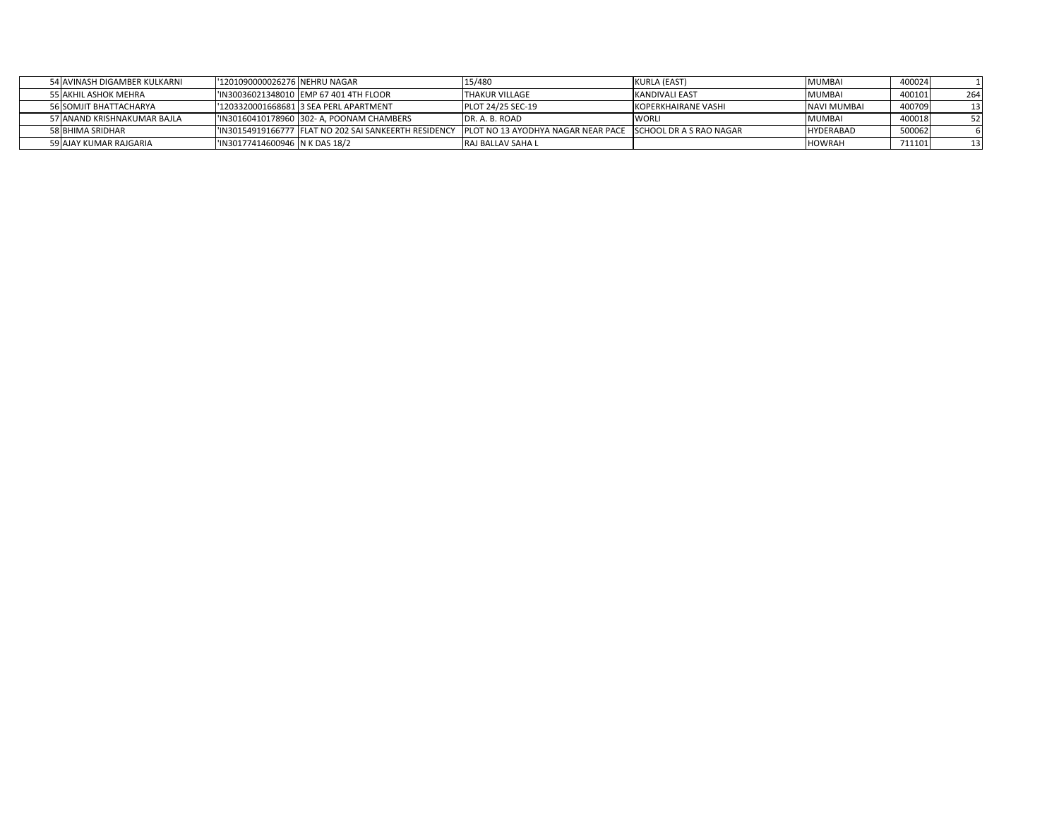| | | | | | | | | |
|---|---|---|---|---|---|---|---|---|
| 54 | AVINASH DIGAMBER KULKARNI | '1201090000026276 | NEHRU NAGAR | 15/480 | KURLA (EAST) | MUMBAI | 400024 | 1 |
| 55 | AKHIL ASHOK MEHRA | 'IN30036021348010 | EMP 67 401 4TH FLOOR | THAKUR VILLAGE | KANDIVALI EAST | MUMBAI | 400101 | 264 |
| 56 | SOMJIT BHATTACHARYA | '1203320001668681 | 3 SEA PERL APARTMENT | PLOT 24/25 SEC-19 | KOPERKHAIRANE VASHI | NAVI MUMBAI | 400709 | 13 |
| 57 | ANAND KRISHNAKUMAR BAJLA | 'IN30160410178960 | 302- A, POONAM CHAMBERS | DR. A. B. ROAD | WORLI | MUMBAI | 400018 | 52 |
| 58 | BHIMA SRIDHAR | 'IN30154919166777 | FLAT NO 202 SAI SANKEERTH RESIDENCY | PLOT NO 13 AYODHYA NAGAR NEAR PACE | SCHOOL DR A S RAO NAGAR | HYDERABAD | 500062 | 6 |
| 59 | AJAY KUMAR RAJGARIA | 'IN30177414600946 | N K DAS 18/2 | RAJ BALLAV SAHA L | | HOWRAH | 711101 | 13 |